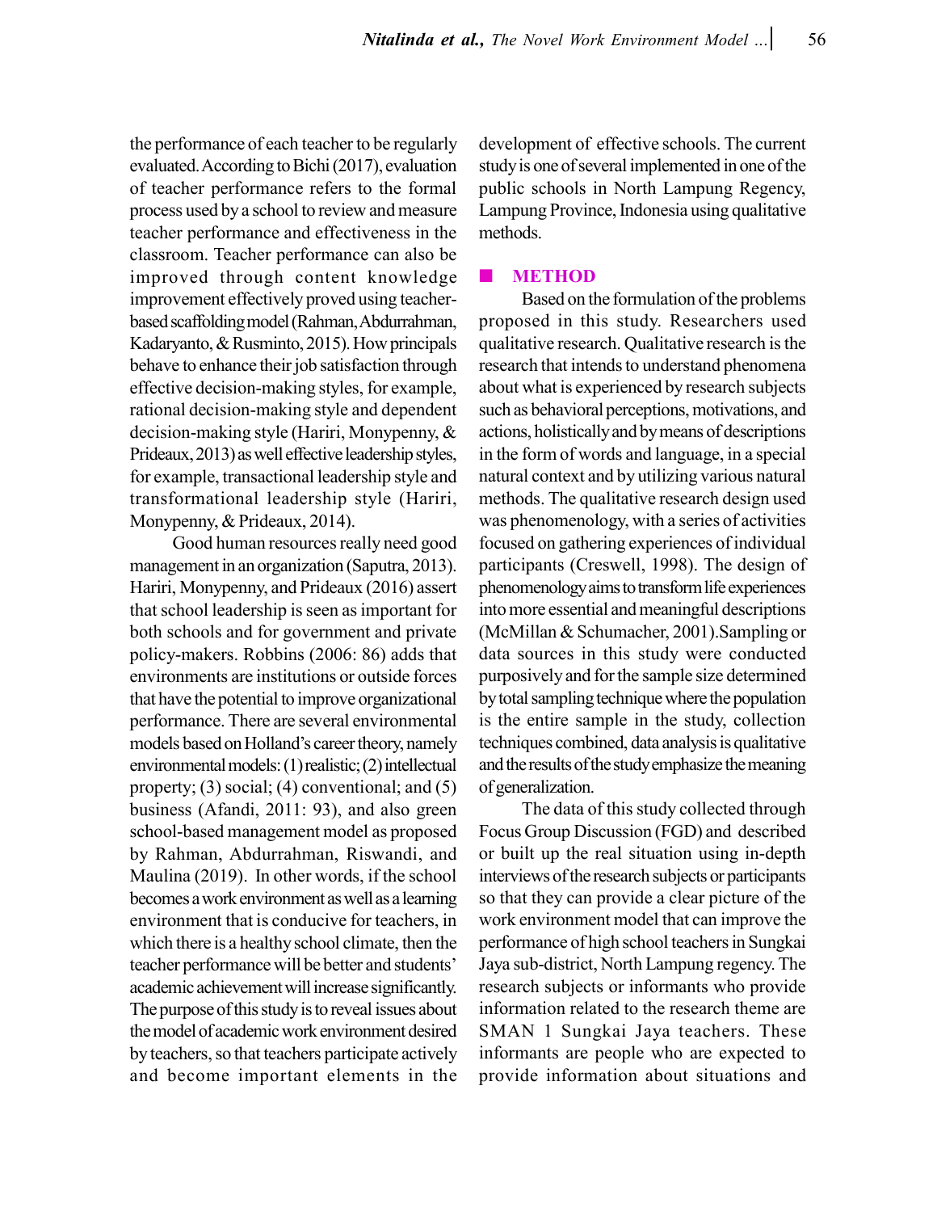the performance of each teacher to be regularly evaluated. According to Bichi (2017), evaluation of teacher performance refers to the formal process used by a school to review and measure teacher performance and effectiveness in the classroom. Teacher performance can also be improved through content knowledge improvement effectively proved using teacher-based scaffolding model (Rahman, Abdurrahman, Kadaryanto, & Rusminto, 2015). How principals behave to enhance their job satisfaction through effective decision-making styles, for example, rational decision-making style and dependent decision-making style (Hariri, Monypenny, & Prideaux, 2013) as well effective leadership styles, for example, transactional leadership style and transformational leadership style (Hariri, Monypenny, & Prideaux, 2014).

Good human resources really need good management in an organization (Saputra, 2013). Hariri, Monypenny, and Prideaux (2016) assert that school leadership is seen as important for both schools and for government and private policy-makers. Robbins (2006: 86) adds that environments are institutions or outside forces that have the potential to improve organizational performance. There are several environmental models based on Holland's career theory, namely environmental models: (1) realistic; (2) intellectual property; (3) social; (4) conventional; and (5) business (Afandi, 2011: 93), and also green school-based management model as proposed by Rahman, Abdurrahman, Riswandi, and Maulina (2019). In other words, if the school becomes a work environment as well as a learning environment that is conducive for teachers, in which there is a healthy school climate, then the teacher performance will be better and students' academic achievement will increase significantly. The purpose of this study is to reveal issues about the model of academic work environment desired by teachers, so that teachers participate actively and become important elements in the development of effective schools. The current study is one of several implemented in one of the public schools in North Lampung Regency, Lampung Province, Indonesia using qualitative methods.

## METHOD

Based on the formulation of the problems proposed in this study. Researchers used qualitative research. Qualitative research is the research that intends to understand phenomena about what is experienced by research subjects such as behavioral perceptions, motivations, and actions, holistically and by means of descriptions in the form of words and language, in a special natural context and by utilizing various natural methods. The qualitative research design used was phenomenology, with a series of activities focused on gathering experiences of individual participants (Creswell, 1998). The design of phenomenology aims to transform life experiences into more essential and meaningful descriptions (McMillan & Schumacher, 2001).Sampling or data sources in this study were conducted purposively and for the sample size determined by total sampling technique where the population is the entire sample in the study, collection techniques combined, data analysis is qualitative and the results of the study emphasize the meaning of generalization.

The data of this study collected through Focus Group Discussion (FGD) and described or built up the real situation using in-depth interviews of the research subjects or participants so that they can provide a clear picture of the work environment model that can improve the performance of high school teachers in Sungkai Jaya sub-district, North Lampung regency. The research subjects or informants who provide information related to the research theme are SMAN 1 Sungkai Jaya teachers. These informants are people who are expected to provide information about situations and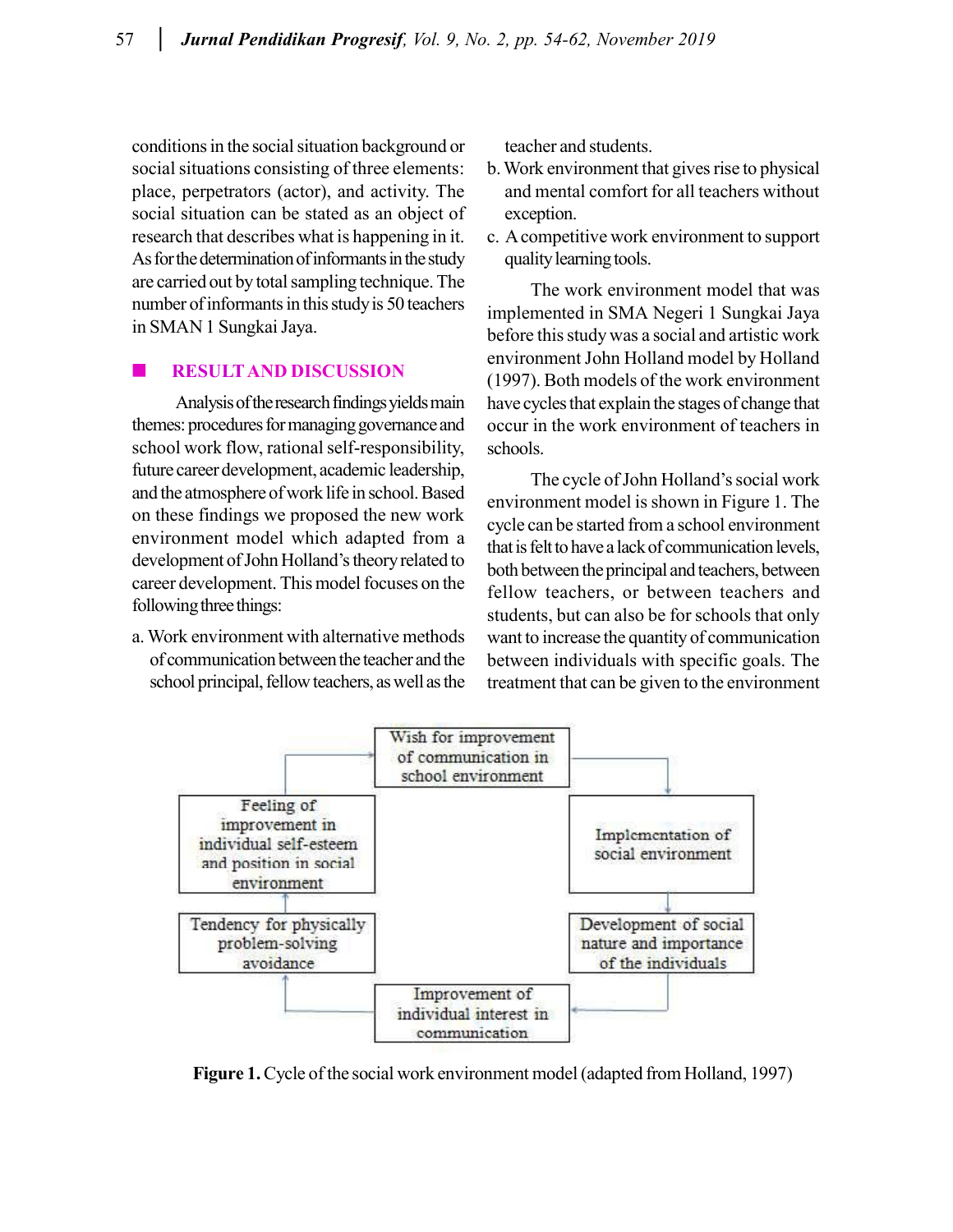conditions in the social situation background or social situations consisting of three elements: place, perpetrators (actor), and activity. The social situation can be stated as an object of research that describes what is happening in it. As for the determination of informants in the study are carried out by total sampling technique. The number of informants in this study is 50 teachers in SMAN 1 Sungkai Jaya.

## RESULT AND DISCUSSION

Analysis of the research findings yields main themes: procedures for managing governance and school work flow, rational self-responsibility, future career development, academic leadership, and the atmosphere of work life in school. Based on these findings we proposed the new work environment model which adapted from a development of John Holland's theory related to career development. This model focuses on the following three things:

a. Work environment with alternative methods of communication between the teacher and the school principal, fellow teachers, as well as the teacher and students.
b. Work environment that gives rise to physical and mental comfort for all teachers without exception.
c. A competitive work environment to support quality learning tools.

The work environment model that was implemented in SMA Negeri 1 Sungkai Jaya before this study was a social and artistic work environment John Holland model by Holland (1997). Both models of the work environment have cycles that explain the stages of change that occur in the work environment of teachers in schools.

The cycle of John Holland's social work environment model is shown in Figure 1. The cycle can be started from a school environment that is felt to have a lack of communication levels, both between the principal and teachers, between fellow teachers, or between teachers and students, but can also be for schools that only want to increase the quantity of communication between individuals with specific goals. The treatment that can be given to the environment

```
Wish for improvement of communication in school environment
  → Implementation of social environment
  → Development of social nature and importance of the individuals
  → Improvement of individual interest in communication
  → Tendency for physically problem-solving avoidance
  → Feeling of improvement in individual self-esteem and position in social environment
  → Wish for improvement of communication in school environment
```

**Figure 1.** Cycle of the social work environment model (adapted from Holland, 1997)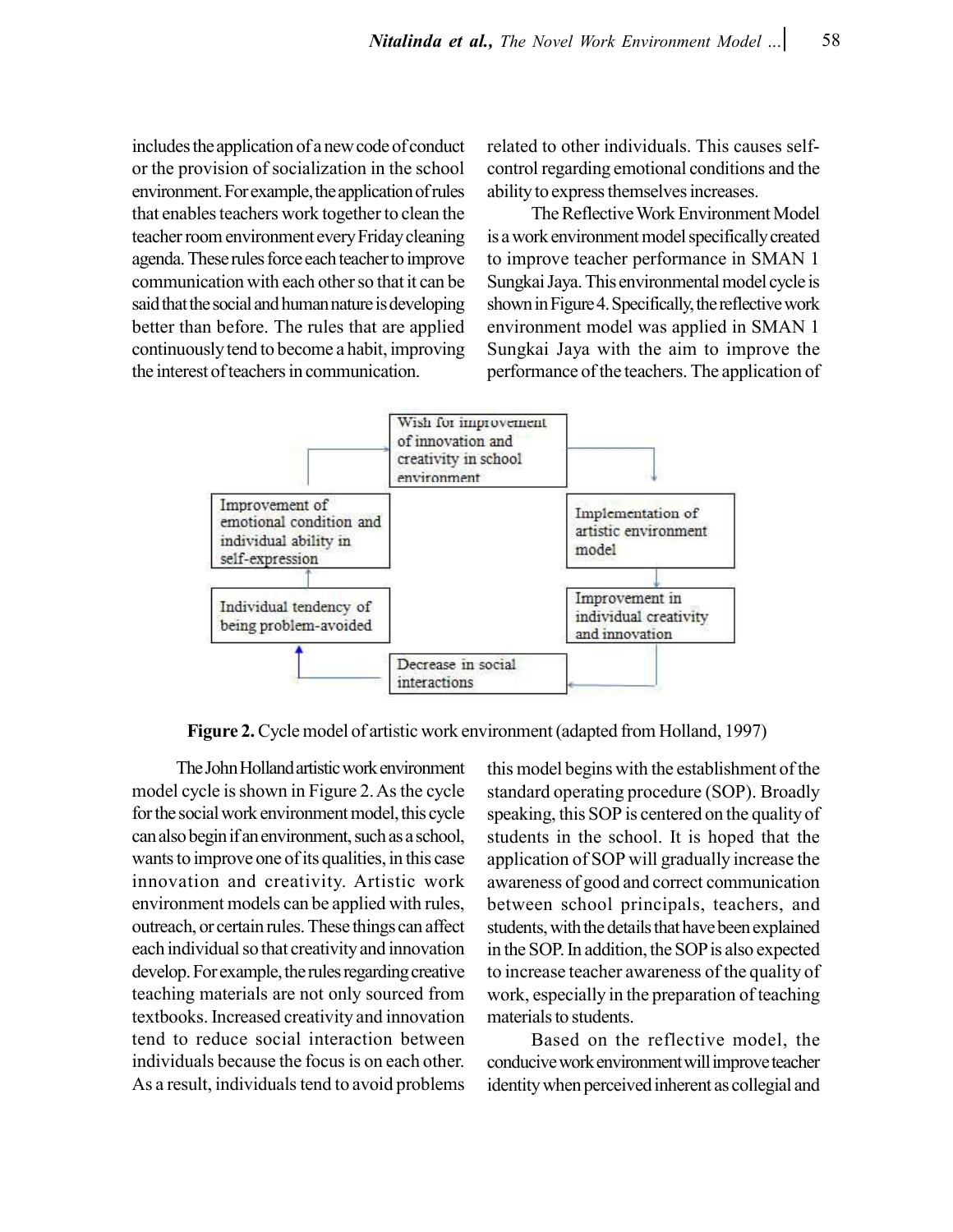includes the application of a new code of conduct or the provision of socialization in the school environment. For example, the application of rules that enables teachers work together to clean the teacher room environment every Friday cleaning agenda. These rules force each teacher to improve communication with each other so that it can be said that the social and human nature is developing better than before. The rules that are applied continuously tend to become a habit, improving the interest of teachers in communication.

Wish for improvement of innovation and creativity in school environment

Implementation of artistic environment model

Improvement in individual creativity and innovation

Decrease in social interactions

Individual tendency of being problem-avoided

Improvement of emotional condition and individual ability in self-expression

**Figure 2.** Cycle model of artistic work environment (adapted from Holland, 1997)

The John Holland artistic work environment model cycle is shown in Figure 2. As the cycle for the social work environment model, this cycle can also begin if an environment, such as a school, wants to improve one of its qualities, in this case innovation and creativity. Artistic work environment models can be applied with rules, outreach, or certain rules. These things can affect each individual so that creativity and innovation develop. For example, the rules regarding creative teaching materials are not only sourced from textbooks. Increased creativity and innovation tend to reduce social interaction between individuals because the focus is on each other. As a result, individuals tend to avoid problems related to other individuals. This causes self-control regarding emotional conditions and the ability to express themselves increases.

The Reflective Work Environment Model is a work environment model specifically created to improve teacher performance in SMAN 1 Sungkai Jaya. This environmental model cycle is shown in Figure 4. Specifically, the reflective work environment model was applied in SMAN 1 Sungkai Jaya with the aim to improve the performance of the teachers. The application of this model begins with the establishment of the standard operating procedure (SOP). Broadly speaking, this SOP is centered on the quality of students in the school. It is hoped that the application of SOP will gradually increase the awareness of good and correct communication between school principals, teachers, and students, with the details that have been explained in the SOP. In addition, the SOP is also expected to increase teacher awareness of the quality of work, especially in the preparation of teaching materials to students.

Based on the reflective model, the conducive work environment will improve teacher identity when perceived inherent as collegial and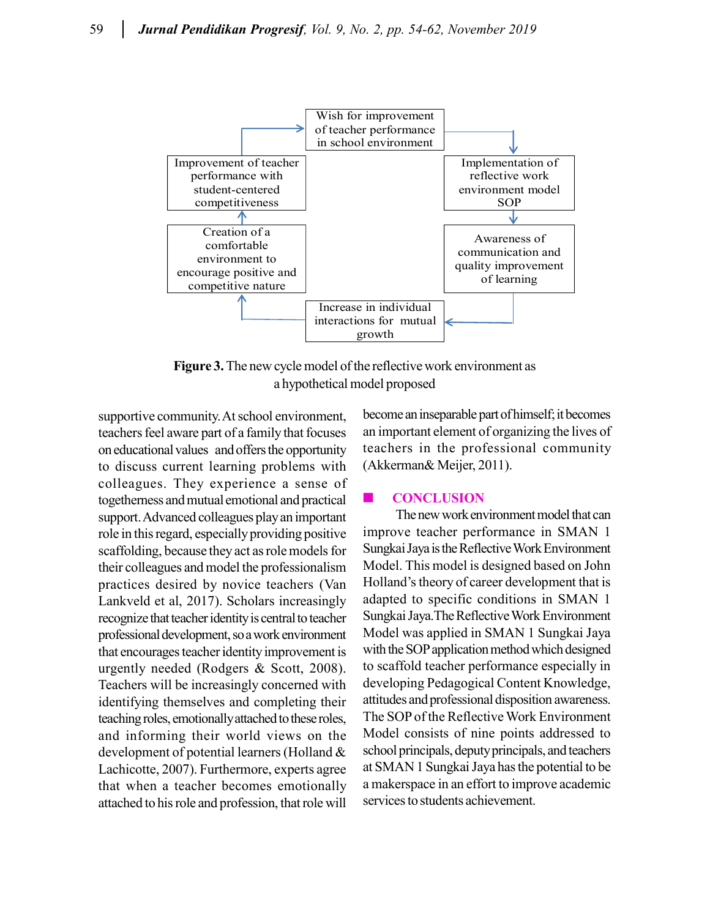Wish for improvement of teacher performance in school environment

Implementation of reflective work environment model SOP

Awareness of communication and quality improvement of learning

Increase in individual interactions for mutual growth

Creation of a comfortable environment to encourage positive and competitive nature

Improvement of teacher performance with student-centered competitiveness

**Figure 3.** The new cycle model of the reflective work environment as a hypothetical model proposed

supportive community. At school environment, teachers feel aware part of a family that focuses on educational values and offers the opportunity to discuss current learning problems with colleagues. They experience a sense of togetherness and mutual emotional and practical support. Advanced colleagues play an important role in this regard, especially providing positive scaffolding, because they act as role models for their colleagues and model the professionalism practices desired by novice teachers (Van Lankveld et al, 2017). Scholars increasingly recognize that teacher identity is central to teacher professional development, so a work environment that encourages teacher identity improvement is urgently needed (Rodgers & Scott, 2008). Teachers will be increasingly concerned with identifying themselves and completing their teaching roles, emotionally attached to these roles, and informing their world views on the development of potential learners (Holland & Lachicotte, 2007). Furthermore, experts agree that when a teacher becomes emotionally attached to his role and profession, that role will become an inseparable part of himself; it becomes an important element of organizing the lives of teachers in the professional community (Akkerman& Meijer, 2011).

## CONCLUSION

The new work environment model that can improve teacher performance in SMAN 1 Sungkai Jaya is the Reflective Work Environment Model. This model is designed based on John Holland's theory of career development that is adapted to specific conditions in SMAN 1 Sungkai Jaya. The Reflective Work Environment Model was applied in SMAN 1 Sungkai Jaya with the SOP application method which designed to scaffold teacher performance especially in developing Pedagogical Content Knowledge, attitudes and professional disposition awareness. The SOP of the Reflective Work Environment Model consists of nine points addressed to school principals, deputy principals, and teachers at SMAN 1 Sungkai Jaya has the potential to be a makerspace in an effort to improve academic services to students achievement.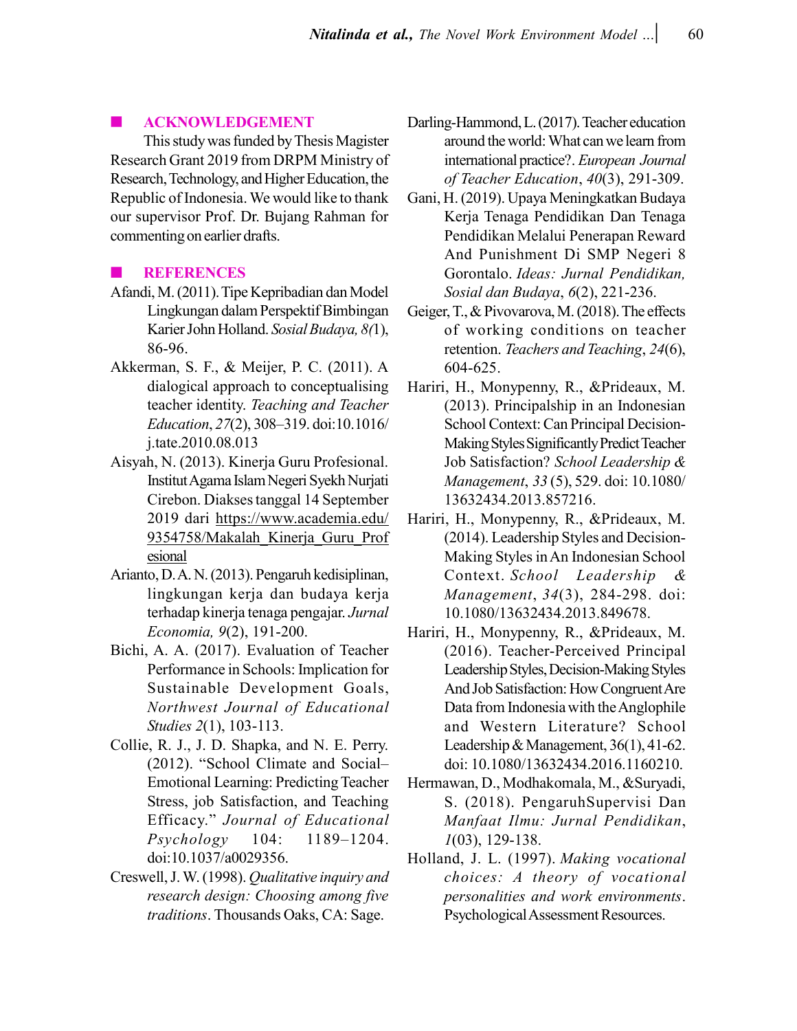## ACKNOWLEDGEMENT

This study was funded by Thesis Magister Research Grant 2019 from DRPM Ministry of Research, Technology, and Higher Education, the Republic of Indonesia. We would like to thank our supervisor Prof. Dr. Bujang Rahman for commenting on earlier drafts.

## REFERENCES

Afandi, M. (2011). Tipe Kepribadian dan Model Lingkungan dalam Perspektif Bimbingan Karier John Holland. *Sosial Budaya, 8(*1), 86-96.

Akkerman, S. F., & Meijer, P. C. (2011). A dialogical approach to conceptualising teacher identity. *Teaching and Teacher Education*, *27*(2), 308–319. doi:10.1016/j.tate.2010.08.013

Aisyah, N. (2013). Kinerja Guru Profesional. Institut Agama Islam Negeri Syekh Nurjati Cirebon. Diakses tanggal 14 September 2019 dari https://www.academia.edu/9354758/Makalah_Kinerja_Guru_Profesional

Arianto, D. A. N. (2013). Pengaruh kedisiplinan, lingkungan kerja dan budaya kerja terhadap kinerja tenaga pengajar. *Jurnal Economia, 9*(2), 191-200.

Bichi, A. A. (2017). Evaluation of Teacher Performance in Schools: Implication for Sustainable Development Goals, *Northwest Journal of Educational Studies 2*(1), 103-113.

Collie, R. J., J. D. Shapka, and N. E. Perry. (2012). "School Climate and Social–Emotional Learning: Predicting Teacher Stress, job Satisfaction, and Teaching Efficacy." *Journal of Educational Psychology* 104: 1189–1204. doi:10.1037/a0029356.

Creswell, J. W. (1998). *Qualitative inquiry and research design: Choosing among five traditions*. Thousands Oaks, CA: Sage.

Darling-Hammond, L. (2017). Teacher education around the world: What can we learn from international practice?. *European Journal of Teacher Education*, *40*(3), 291-309.

Gani, H. (2019). Upaya Meningkatkan Budaya Kerja Tenaga Pendidikan Dan Tenaga Pendidikan Melalui Penerapan Reward And Punishment Di SMP Negeri 8 Gorontalo. *Ideas: Jurnal Pendidikan, Sosial dan Budaya*, *6*(2), 221-236.

Geiger, T., & Pivovarova, M. (2018). The effects of working conditions on teacher retention. *Teachers and Teaching*, *24*(6), 604-625.

Hariri, H., Monypenny, R., &Prideaux, M. (2013). Principalship in an Indonesian School Context: Can Principal Decision-Making Styles Significantly Predict Teacher Job Satisfaction? *School Leadership & Management*, *33* (5), 529. doi: 10.1080/13632434.2013.857216.

Hariri, H., Monypenny, R., &Prideaux, M. (2014). Leadership Styles and Decision-Making Styles in An Indonesian School Context. *School Leadership & Management*, *34*(3), 284-298. doi: 10.1080/13632434.2013.849678.

Hariri, H., Monypenny, R., &Prideaux, M. (2016). Teacher-Perceived Principal Leadership Styles, Decision-Making Styles And Job Satisfaction: How Congruent Are Data from Indonesia with the Anglophile and Western Literature? School Leadership & Management, 36(1), 41-62. doi: 10.1080/13632434.2016.1160210.

Hermawan, D., Modhakomala, M., &Suryadi, S. (2018). PengaruhSupervisi Dan *Manfaat Ilmu: Jurnal Pendidikan*, *1*(03), 129-138.

Holland, J. L. (1997). *Making vocational choices: A theory of vocational personalities and work environments*. Psychological Assessment Resources.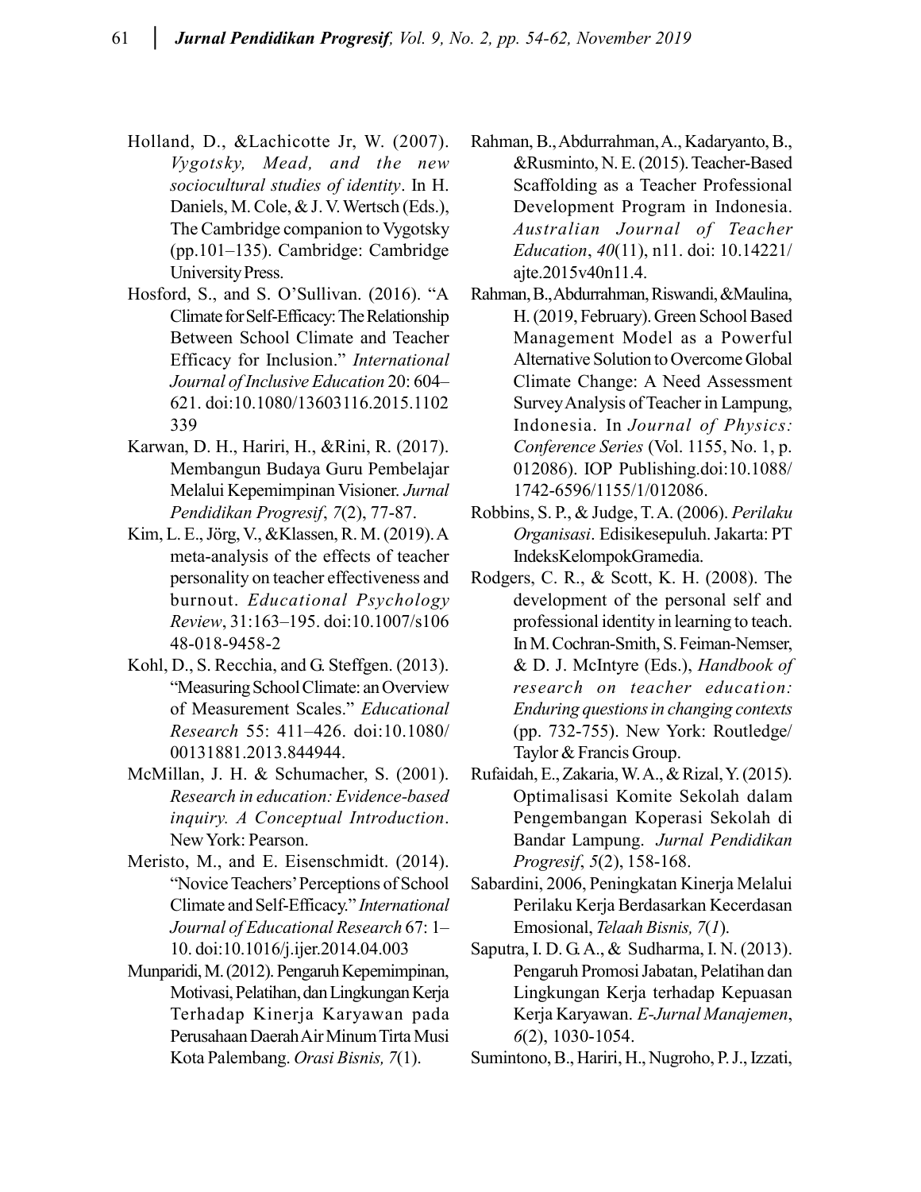Holland, D., &Lachicotte Jr, W. (2007). *Vygotsky, Mead, and the new sociocultural studies of identity*. In H. Daniels, M. Cole, & J. V. Wertsch (Eds.), The Cambridge companion to Vygotsky (pp.101–135). Cambridge: Cambridge University Press.

Hosford, S., and S. O'Sullivan. (2016). "A Climate for Self-Efficacy: The Relationship Between School Climate and Teacher Efficacy for Inclusion." *International Journal of Inclusive Education* 20: 604–621. doi:10.1080/13603116.2015.1102339

Karwan, D. H., Hariri, H., &Rini, R. (2017). Membangun Budaya Guru Pembelajar Melalui Kepemimpinan Visioner. *Jurnal Pendidikan Progresif*, *7*(2), 77-87.

Kim, L. E., Jörg, V., &Klassen, R. M. (2019). A meta-analysis of the effects of teacher personality on teacher effectiveness and burnout. *Educational Psychology Review*, 31:163–195. doi:10.1007/s10648-018-9458-2

Kohl, D., S. Recchia, and G. Steffgen. (2013). "Measuring School Climate: an Overview of Measurement Scales." *Educational Research* 55: 411–426. doi:10.1080/00131881.2013.844944.

McMillan, J. H. & Schumacher, S. (2001). *Research in education: Evidence-based inquiry. A Conceptual Introduction*. New York: Pearson.

Meristo, M., and E. Eisenschmidt. (2014). "Novice Teachers' Perceptions of School Climate and Self-Efficacy." *International Journal of Educational Research* 67: 1–10. doi:10.1016/j.ijer.2014.04.003

Munparidi, M. (2012). Pengaruh Kepemimpinan, Motivasi, Pelatihan, dan Lingkungan Kerja Terhadap Kinerja Karyawan pada Perusahaan Daerah Air Minum Tirta Musi Kota Palembang. *Orasi Bisnis, 7*(1).

Rahman, B., Abdurrahman, A., Kadaryanto, B., &Rusminto, N. E. (2015). Teacher-Based Scaffolding as a Teacher Professional Development Program in Indonesia. *Australian Journal of Teacher Education*, *40*(11), n11. doi: 10.14221/ajte.2015v40n11.4.

Rahman, B., Abdurrahman, Riswandi, &Maulina, H. (2019, February). Green School Based Management Model as a Powerful Alternative Solution to Overcome Global Climate Change: A Need Assessment Survey Analysis of Teacher in Lampung, Indonesia. In *Journal of Physics: Conference Series* (Vol. 1155, No. 1, p. 012086). IOP Publishing.doi:10.1088/1742-6596/1155/1/012086.

Robbins, S. P., & Judge, T. A. (2006). *Perilaku Organisasi*. Edisikesepuluh. Jakarta: PT IndeksKelompokGramedia.

Rodgers, C. R., & Scott, K. H. (2008). The development of the personal self and professional identity in learning to teach. In M. Cochran-Smith, S. Feiman-Nemser, & D. J. McIntyre (Eds.), *Handbook of research on teacher education: Enduring questions in changing contexts* (pp. 732-755). New York: Routledge/Taylor & Francis Group.

Rufaidah, E., Zakaria, W. A., & Rizal, Y. (2015). Optimalisasi Komite Sekolah dalam Pengembangan Koperasi Sekolah di Bandar Lampung. *Jurnal Pendidikan Progresif*, *5*(2), 158-168.

Sabardini, 2006, Peningkatan Kinerja Melalui Perilaku Kerja Berdasarkan Kecerdasan Emosional, *Telaah Bisnis, 7*(*1*).

Saputra, I. D. G. A., & Sudharma, I. N. (2013). Pengaruh Promosi Jabatan, Pelatihan dan Lingkungan Kerja terhadap Kepuasan Kerja Karyawan. *E-Jurnal Manajemen*, *6*(2), 1030-1054.

Sumintono, B., Hariri, H., Nugroho, P. J., Izzati,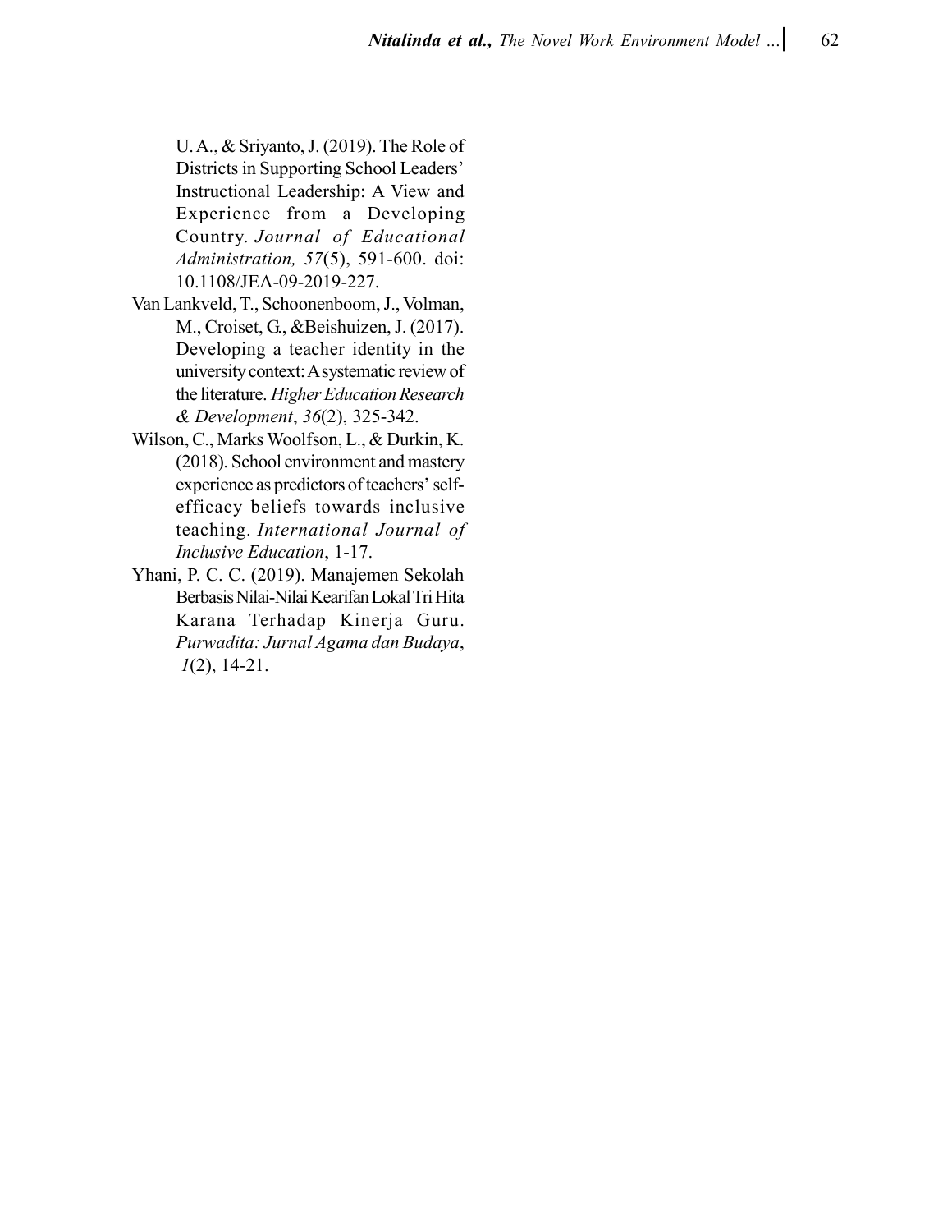U. A., & Sriyanto, J. (2019). The Role of Districts in Supporting School Leaders' Instructional Leadership: A View and Experience from a Developing Country. *Journal of Educational Administration, 57*(5), 591-600. doi: 10.1108/JEA-09-2019-227.

Van Lankveld, T., Schoonenboom, J., Volman, M., Croiset, G., &Beishuizen, J. (2017). Developing a teacher identity in the university context: A systematic review of the literature. *Higher Education Research & Development*, *36*(2), 325-342.

Wilson, C., Marks Woolfson, L., & Durkin, K. (2018). School environment and mastery experience as predictors of teachers' self-efficacy beliefs towards inclusive teaching. *International Journal of Inclusive Education*, 1-17.

Yhani, P. C. C. (2019). Manajemen Sekolah Berbasis Nilai-Nilai Kearifan Lokal Tri Hita Karana Terhadap Kinerja Guru. *Purwadita: Jurnal Agama dan Budaya*, *1*(2), 14-21.